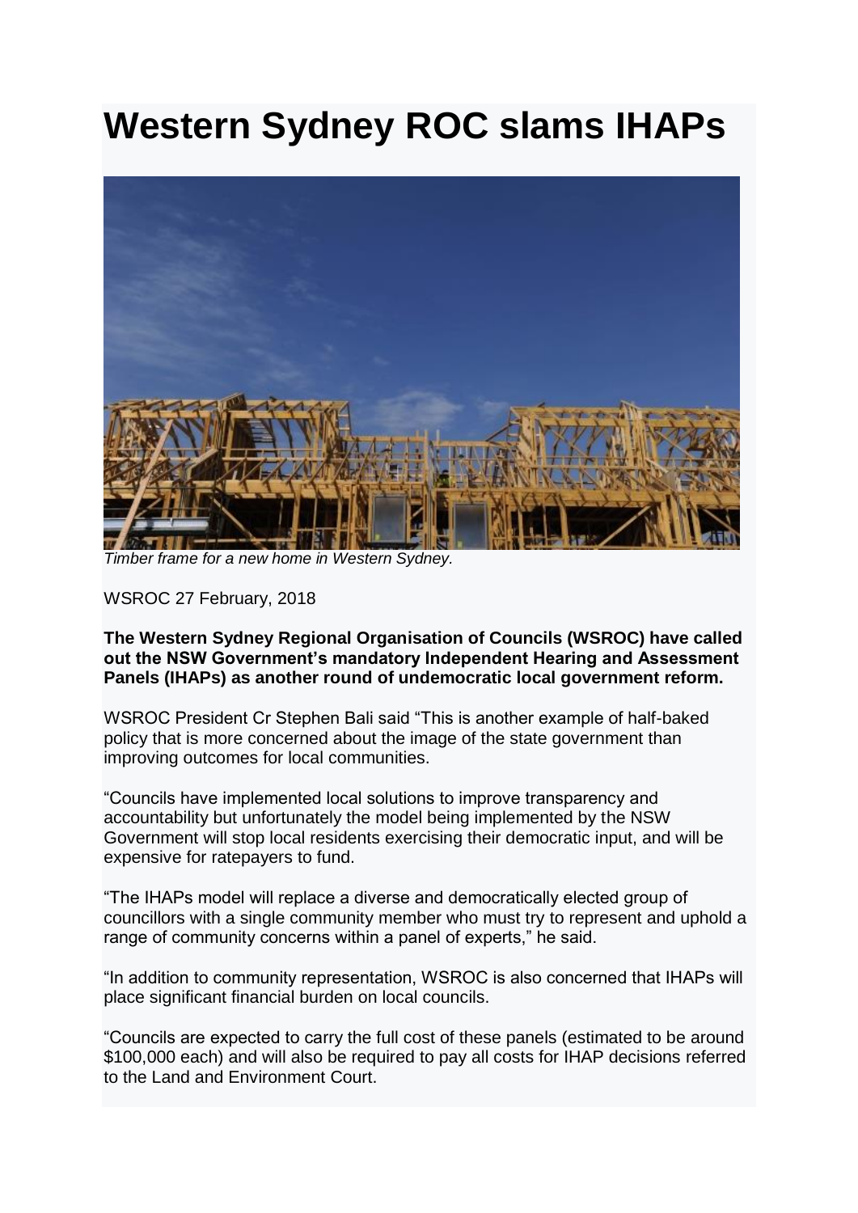# Western Sydney ROC slams IHAPs

*Timber frame for a new home in Western Sydney.*

WSROC 27 February, 2018

**The Western Sydney Regional Organisation of Councils (WSROC) have called out the NSW Government's mandatory Independent Hearing and Assessment Panels (IHAPs) as another round of undemocratic local government reform.**

WSROC President Cr Stephen Bali said "This is another example of half-baked policy that is more concerned about the image of the state government than improving outcomes for local communities.

"Councils have implemented local solutions to improve transparency and accountability but unfortunately the model being implemented by the NSW Government will stop local residents exercising their democratic input, and will be expensive for ratepayers to fund.

"The IHAPs model will replace a diverse and democratically elected group of councillors with a single community member who must try to represent and uphold a range of community concerns within a panel of experts," he said.

"In addition to community representation, WSROC is also concerned that IHAPs will place significant financial burden on local councils.

"Councils are expected to carry the full cost of these panels (estimated to be around $100,000 each) and will also be required to pay all costs for IHAP decisions referred to the Land and Environment Court.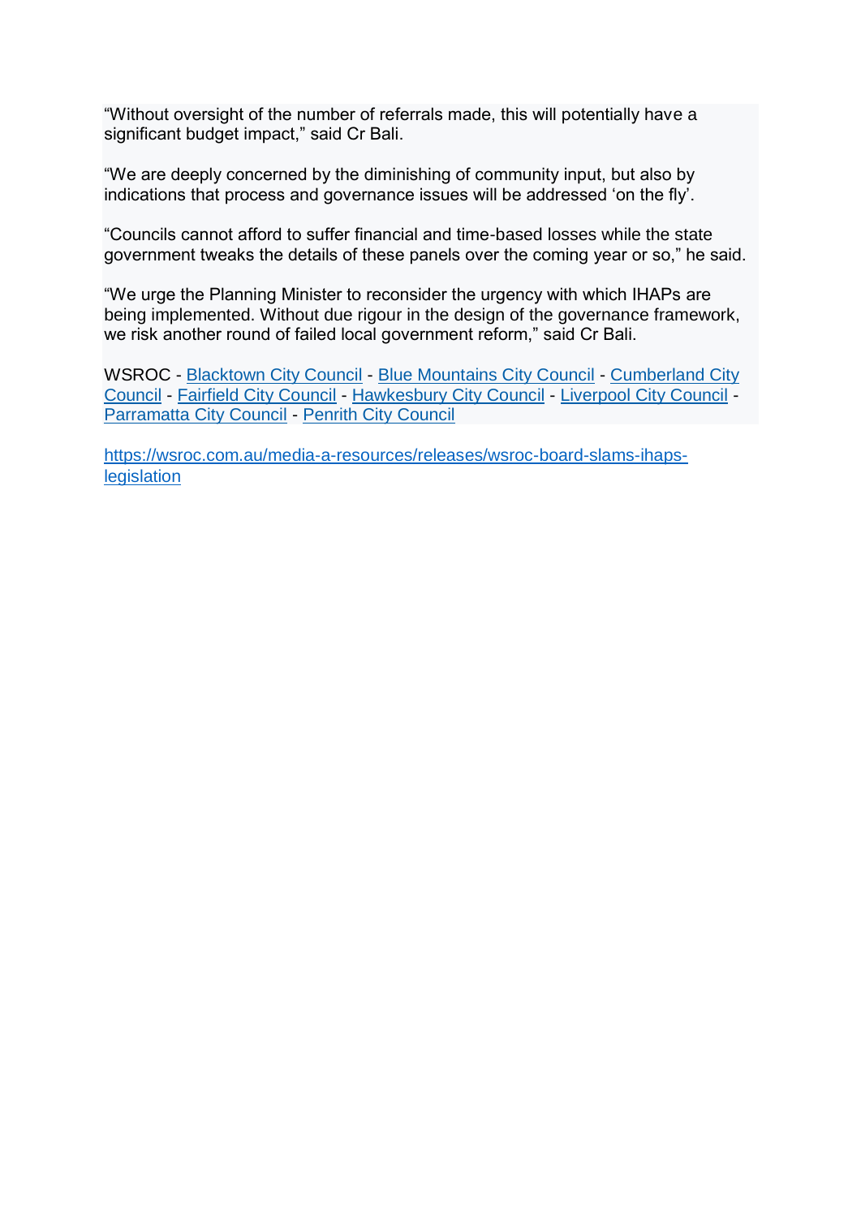"Without oversight of the number of referrals made, this will potentially have a significant budget impact," said Cr Bali.

"We are deeply concerned by the diminishing of community input, but also by indications that process and governance issues will be addressed 'on the fly'.

"Councils cannot afford to suffer financial and time-based losses while the state government tweaks the details of these panels over the coming year or so," he said.

"We urge the Planning Minister to reconsider the urgency with which IHAPs are being implemented. Without due rigour in the design of the governance framework, we risk another round of failed local government reform," said Cr Bali.

WSROC - Blacktown City Council - Blue Mountains City Council - Cumberland City Council - Fairfield City Council - Hawkesbury City Council - Liverpool City Council - Parramatta City Council - Penrith City Council

https://wsroc.com.au/media-a-resources/releases/wsroc-board-slams-ihaps-legislation